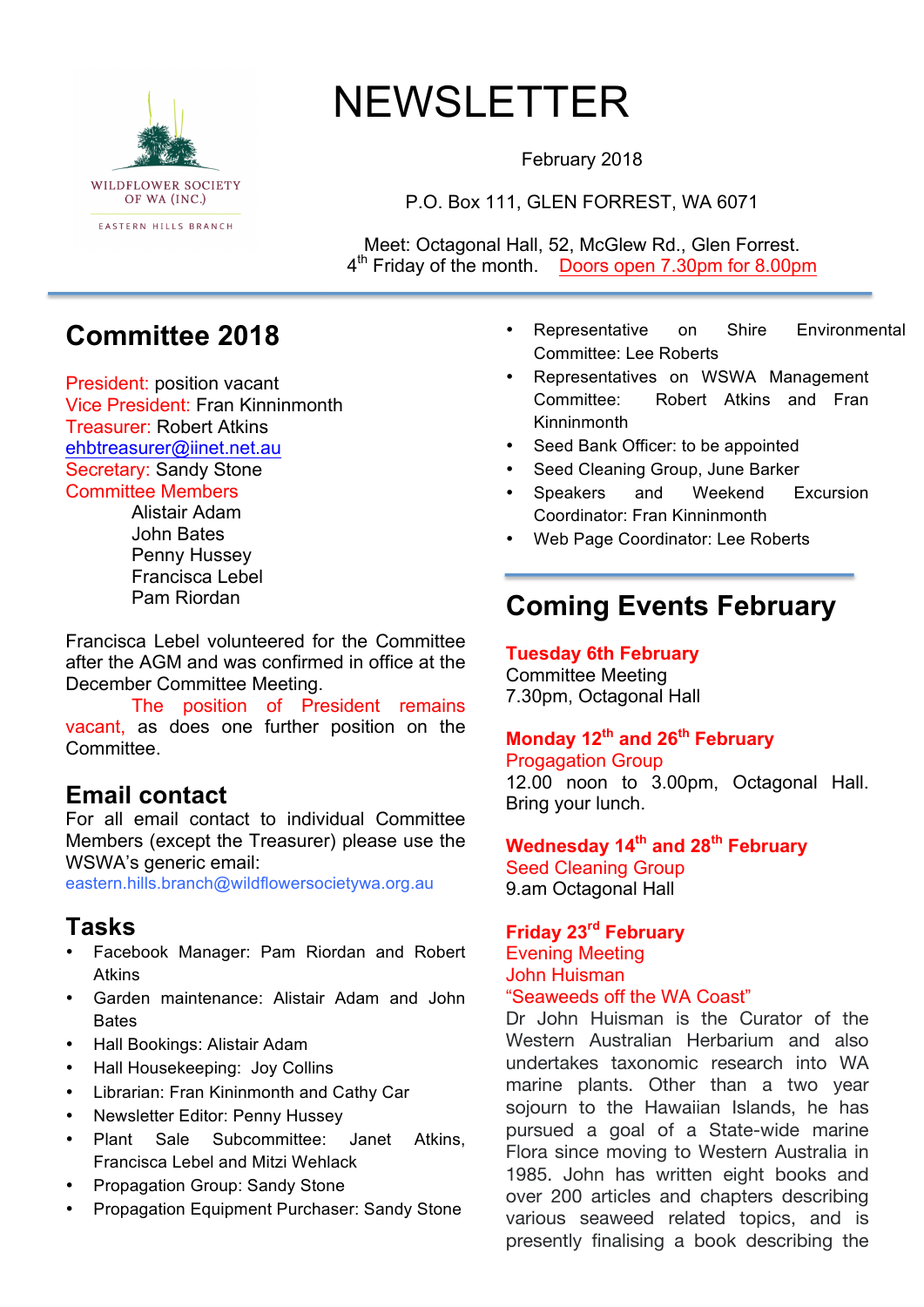WILDFLOWER SOCIETY OF WA (INC.)
EASTERN HILLS BRANCH

# NEWSLETTER

February 2018

P.O. Box 111, GLEN FORREST, WA 6071

Meet: Octagonal Hall, 52, McGlew Rd., Glen Forrest.
4th Friday of the month. Doors open 7.30pm for 8.00pm

## Committee 2018

President: position vacant
Vice President: Fran Kininmonth
Treasurer: Robert Atkins
ehbtreasurer@iinet.net.au
Secretary: Sandy Stone
Committee Members
Alistair Adam
John Bates
Penny Hussey
Francisca Lebel
Pam Riordan

Francisca Lebel volunteered for the Committee after the AGM and was confirmed in office at the December Committee Meeting.

The position of President remains vacant, as does one further position on the Committee.

## Email contact

For all email contact to individual Committee Members (except the Treasurer) please use the WSWA's generic email:
eastern.hills.branch@wildflowersocietywa.org.au

## Tasks

- Facebook Manager: Pam Riordan and Robert Atkins
- Garden maintenance: Alistair Adam and John Bates
- Hall Bookings: Alistair Adam
- Hall Housekeeping: Joy Collins
- Librarian: Fran Kininmonth and Cathy Car
- Newsletter Editor: Penny Hussey
- Plant Sale Subcommittee: Janet Atkins, Francisca Lebel and Mitzi Wehlack
- Propagation Group: Sandy Stone
- Propagation Equipment Purchaser: Sandy Stone
- Representative on Shire Environmental Committee: Lee Roberts
- Representatives on WSWA Management Committee: Robert Atkins and Fran Kininmonth
- Seed Bank Officer: to be appointed
- Seed Cleaning Group, June Barker
- Speakers and Weekend Excursion Coordinator: Fran Kininmonth
- Web Page Coordinator: Lee Roberts

## Coming Events February

**Tuesday 6th February**
Committee Meeting
7.30pm, Octagonal Hall

**Monday 12th and 26th February**
Progagation Group
12.00 noon to 3.00pm, Octagonal Hall. Bring your lunch.

**Wednesday 14th and 28th February**
Seed Cleaning Group
9.am Octagonal Hall

**Friday 23rd February**
Evening Meeting
John Huisman
"Seaweeds off the WA Coast"
Dr John Huisman is the Curator of the Western Australian Herbarium and also undertakes taxonomic research into WA marine plants. Other than a two year sojourn to the Hawaiian Islands, he has pursued a goal of a State-wide marine Flora since moving to Western Australia in 1985. John has written eight books and over 200 articles and chapters describing various seaweed related topics, and is presently finalising a book describing the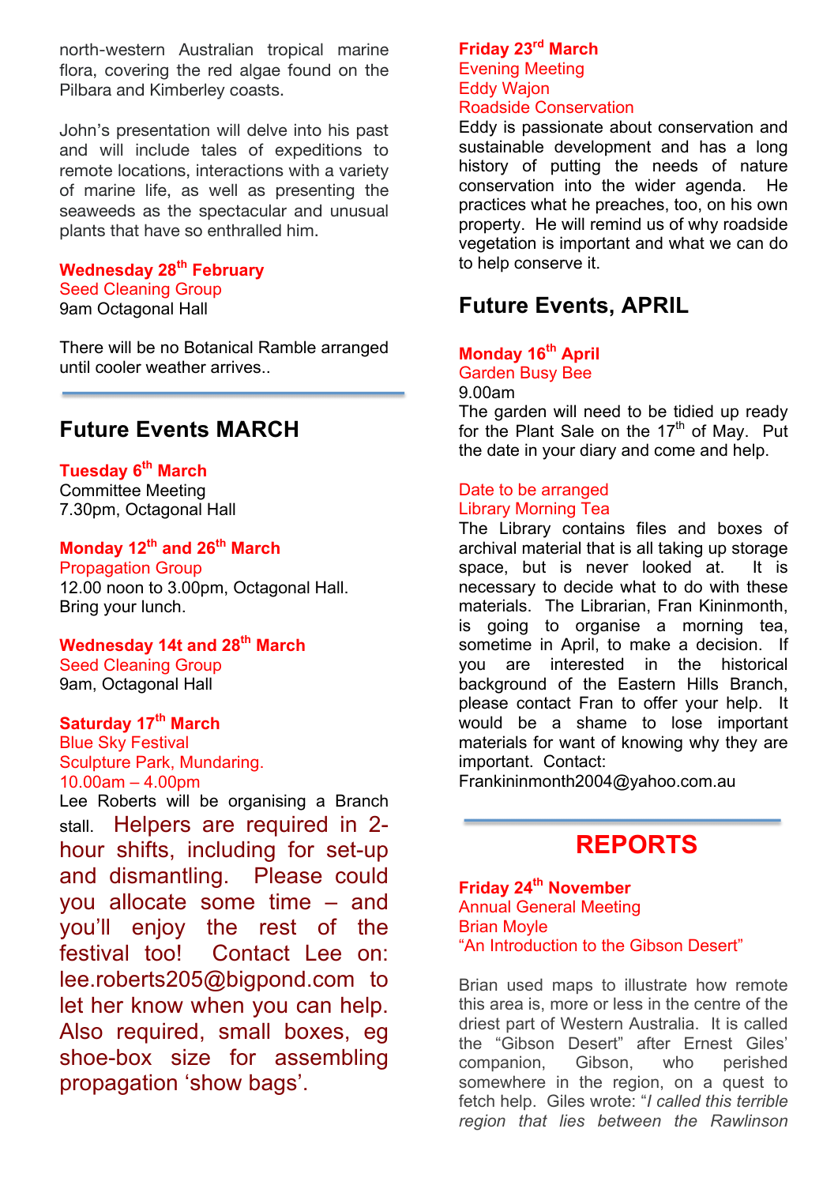north-western Australian tropical marine flora, covering the red algae found on the Pilbara and Kimberley coasts.

John's presentation will delve into his past and will include tales of expeditions to remote locations, interactions with a variety of marine life, as well as presenting the seaweeds as the spectacular and unusual plants that have so enthralled him.

**Wednesday 28th February**
Seed Cleaning Group
9am Octagonal Hall

There will be no Botanical Ramble arranged until cooler weather arrives..

---

## Future Events MARCH

**Tuesday 6th March**
Committee Meeting
7.30pm, Octagonal Hall

**Monday 12th and 26th March**
Propagation Group
12.00 noon to 3.00pm, Octagonal Hall. Bring your lunch.

**Wednesday 14t and 28th March**
Seed Cleaning Group
9am, Octagonal Hall

**Saturday 17th March**
Blue Sky Festival
Sculpture Park, Mundaring.
10.00am – 4.00pm
Lee Roberts will be organising a Branch stall. Helpers are required in 2-hour shifts, including for set-up and dismantling. Please could you allocate some time – and you'll enjoy the rest of the festival too! Contact Lee on: lee.roberts205@bigpond.com to let her know when you can help. Also required, small boxes, eg shoe-box size for assembling propagation 'show bags'.

**Friday 23rd March**
Evening Meeting
Eddy Wajon
Roadside Conservation
Eddy is passionate about conservation and sustainable development and has a long history of putting the needs of nature conservation into the wider agenda. He practices what he preaches, too, on his own property. He will remind us of why roadside vegetation is important and what we can do to help conserve it.

## Future Events, APRIL

**Monday 16th April**
Garden Busy Bee
9.00am
The garden will need to be tidied up ready for the Plant Sale on the 17th of May. Put the date in your diary and come and help.

Date to be arranged
Library Morning Tea
The Library contains files and boxes of archival material that is all taking up storage space, but is never looked at. It is necessary to decide what to do with these materials. The Librarian, Fran Kininmonth, is going to organise a morning tea, sometime in April, to make a decision. If you are interested in the historical background of the Eastern Hills Branch, please contact Fran to offer your help. It would be a shame to lose important materials for want of knowing why they are important. Contact: Frankininmonth2004@yahoo.com.au

---

## REPORTS

**Friday 24th November**
Annual General Meeting
Brian Moyle
"An Introduction to the Gibson Desert"

Brian used maps to illustrate how remote this area is, more or less in the centre of the driest part of Western Australia. It is called the "Gibson Desert" after Ernest Giles' companion, Gibson, who perished somewhere in the region, on a quest to fetch help. Giles wrote: "*I called this terrible region that lies between the Rawlinson*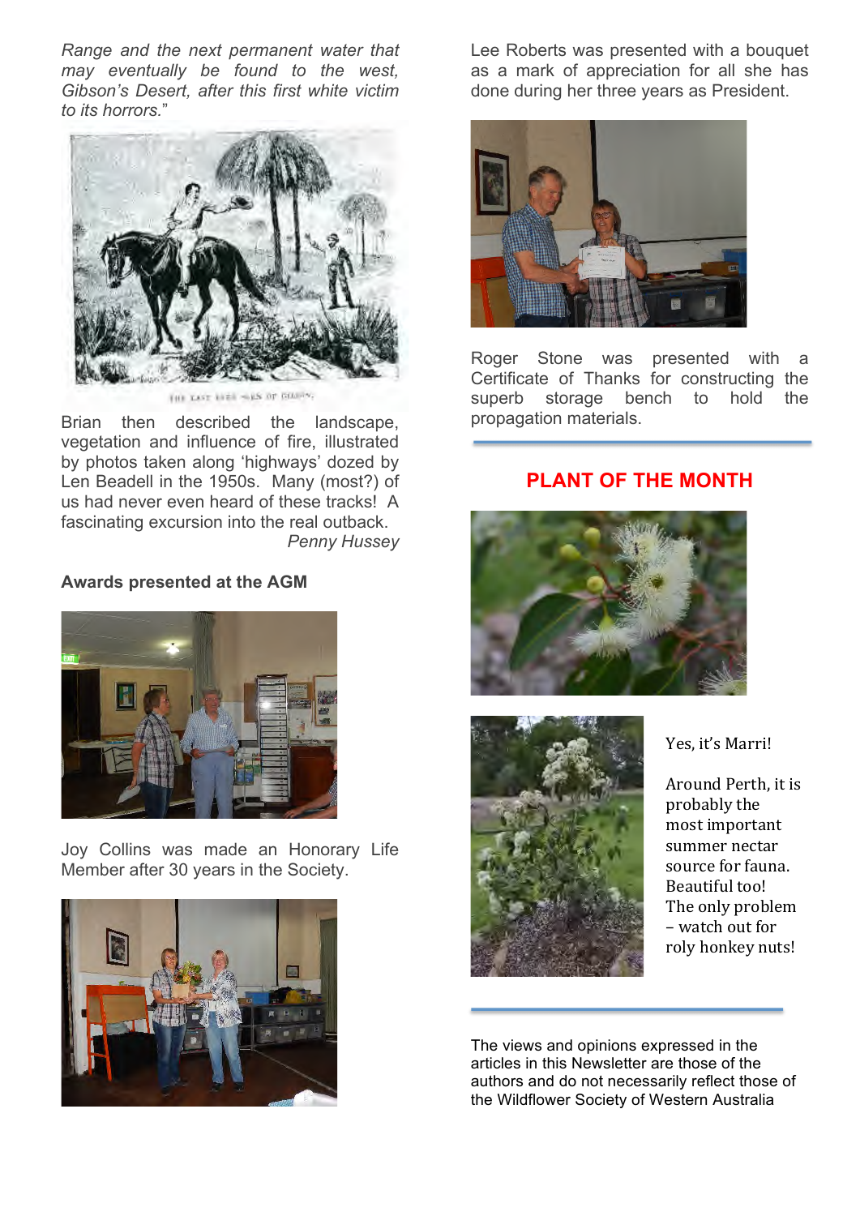*Range and the next permanent water that may eventually be found to the west, Gibson's Desert, after this first white victim to its horrors.*"

THE LAST EVER SEEN OF GIBSON.

Brian then described the landscape, vegetation and influence of fire, illustrated by photos taken along 'highways' dozed by Len Beadell in the 1950s. Many (most?) of us had never even heard of these tracks! A fascinating excursion into the real outback.

*Penny Hussey*

**Awards presented at the AGM**

Joy Collins was made an Honorary Life Member after 30 years in the Society.

Lee Roberts was presented with a bouquet as a mark of appreciation for all she has done during her three years as President.

Roger Stone was presented with a Certificate of Thanks for constructing the superb storage bench to hold the propagation materials.

## PLANT OF THE MONTH

Yes, it's Marri!

Around Perth, it is probably the most important summer nectar source for fauna. Beautiful too! The only problem – watch out for roly honkey nuts!

The views and opinions expressed in the articles in this Newsletter are those of the authors and do not necessarily reflect those of the Wildflower Society of Western Australia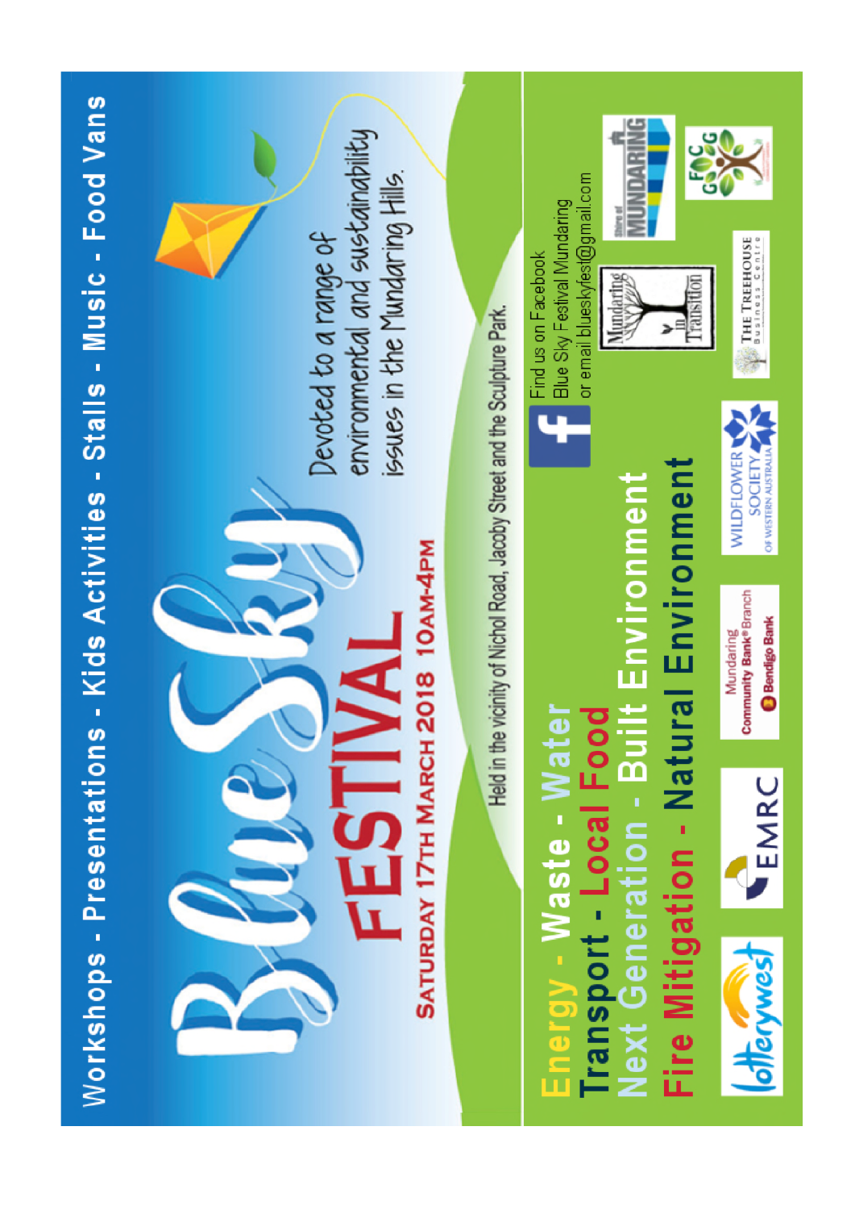Workshops - Presentations - Kids Activities - Stalls - Music - Food Vans

# Blue Sky FESTIVAL

Devoted to a range of environmental and sustainability issues in the Mundaring Hills.

**SATURDAY 17TH MARCH 2018 10AM-4PM**

Held in the vicinity of Nichol Road, Jacoby Street and the Sculpture Park.

**Energy - Waste - Water**
**Transport - Local Food**
**Next Generation - Built Environment**
**Fire Mitigation - Natural Environment**

Find us on Facebook
Blue Sky Festival Mundaring
or email blueskyfest@gmail.com

Lotterywest · EMRC · Mundaring Community Bank® Branch Bendigo Bank · Wildflower Society of Western Australia · The Treehouse Business Centre · Mundaring in Transition · Shire of Mundaring · FOC GOG